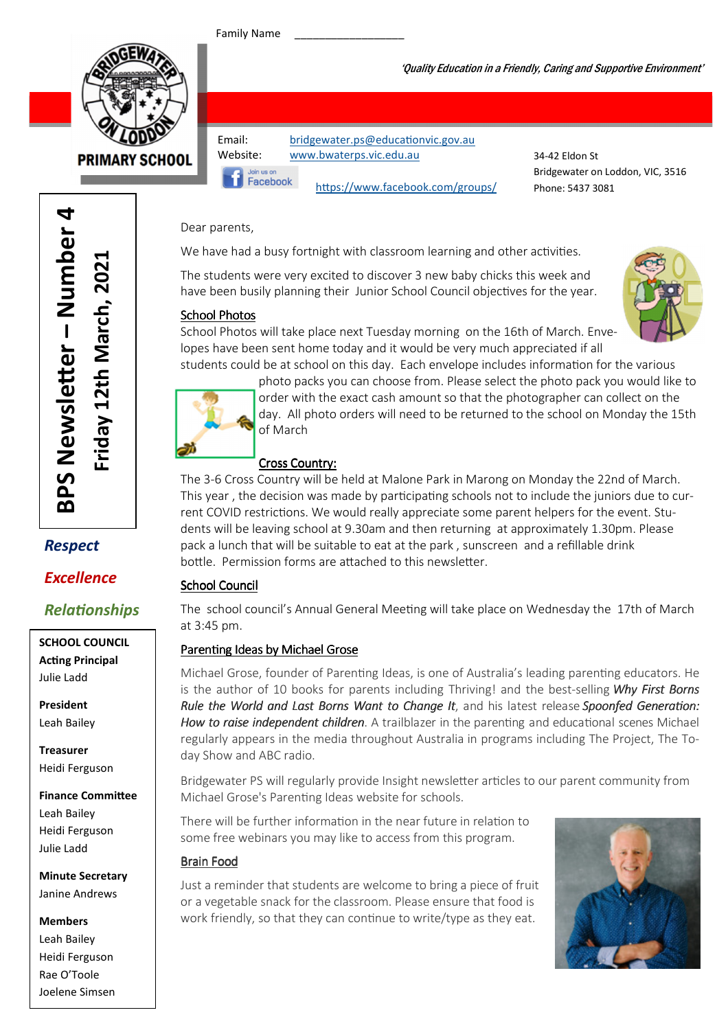Family Name \_\_\_\_\_\_\_\_\_\_\_\_\_\_\_\_\_\_

BRIDGEWATER ON LODDON PRIMARY SCHOOL

*'Quality Education in a Friendly, Caring and Supportive Environment'*

Email: bridgewater.ps@educationvic.gov.au
Website: www.bwaterps.vic.edu.au
Join us on Facebook https://www.facebook.com/groups/

34-42 Eldon St
Bridgewater on Loddon, VIC, 3516
Phone: 5437 3081

# BPS Newsletter – Number 4

## Friday 12th March, 2021

***Respect***

***Excellence***

***Relationships***

**SCHOOL COUNCIL**

**Acting Principal**
Julie Ladd

**President**
Leah Bailey

**Treasurer**
Heidi Ferguson

**Finance Committee**
Leah Bailey
Heidi Ferguson
Julie Ladd

**Minute Secretary**
Janine Andrews

**Members**
Leah Bailey
Heidi Ferguson
Rae O'Toole
Joelene Simsen

Dear parents,

We have had a busy fortnight with classroom learning and other activities.

The students were very excited to discover 3 new baby chicks this week and have been busily planning their Junior School Council objectives for the year.

### School Photos

School Photos will take place next Tuesday morning on the 16th of March. Envelopes have been sent home today and it would be very much appreciated if all students could be at school on this day. Each envelope includes information for the various photo packs you can choose from. Please select the photo pack you would like to order with the exact cash amount so that the photographer can collect on the day. All photo orders will need to be returned to the school on Monday the 15th of March

### Cross Country:

The 3-6 Cross Country will be held at Malone Park in Marong on Monday the 22nd of March. This year , the decision was made by participating schools not to include the juniors due to current COVID restrictions. We would really appreciate some parent helpers for the event. Students will be leaving school at 9.30am and then returning at approximately 1.30pm. Please pack a lunch that will be suitable to eat at the park , sunscreen and a refillable drink bottle. Permission forms are attached to this newsletter.

### School Council

The school council's Annual General Meeting will take place on Wednesday the 17th of March at 3:45 pm.

### Parenting Ideas by Michael Grose

Michael Grose, founder of Parenting Ideas, is one of Australia's leading parenting educators. He is the author of 10 books for parents including Thriving! and the best-selling ***Why First Borns Rule the World and Last Borns Want to Change It***, and his latest release ***Spoonfed Generation: How to raise independent children***. A trailblazer in the parenting and educational scenes Michael regularly appears in the media throughout Australia in programs including The Project, The Today Show and ABC radio.

Bridgewater PS will regularly provide Insight newsletter articles to our parent community from Michael Grose's Parenting Ideas website for schools.

There will be further information in the near future in relation to some free webinars you may like to access from this program.

### Brain Food

Just a reminder that students are welcome to bring a piece of fruit or a vegetable snack for the classroom. Please ensure that food is work friendly, so that they can continue to write/type as they eat.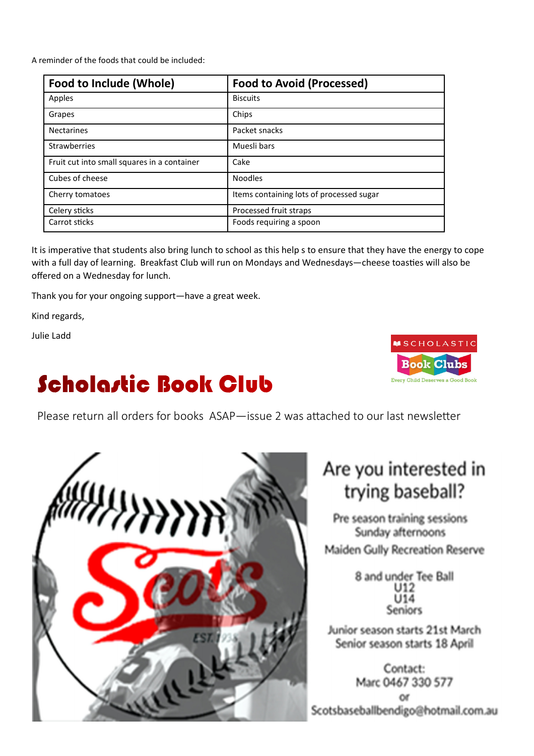A reminder of the foods that could be included:

| Food to Include (Whole) | Food to Avoid (Processed) |
|---|---|
| Apples | Biscuits |
| Grapes | Chips |
| Nectarines | Packet snacks |
| Strawberries | Muesli bars |
| Fruit cut into small squares in a container | Cake |
| Cubes of cheese | Noodles |
| Cherry tomatoes | Items containing lots of processed sugar |
| Celery sticks | Processed fruit straps |
| Carrot sticks | Foods requiring a spoon |

It is imperative that students also bring lunch to school as this help s to ensure that they have the energy to cope with a full day of learning. Breakfast Club will run on Mondays and Wednesdays—cheese toasties will also be offered on a Wednesday for lunch.

Thank you for your ongoing support—have a great week.

Kind regards,

Julie Ladd

SCHOLASTIC Book Clubs
Every Child Deserves a Good Book

# Scholastic Book Club

Please return all orders for books ASAP—issue 2 was attached to our last newsletter

## Are you interested in trying baseball?

Pre season training sessions
Sunday afternoons

Maiden Gully Recreation Reserve

8 and under Tee Ball
U12
U14
Seniors

Junior season starts 21st March
Senior season starts 18 April

Contact:
Marc 0467 330 577
or
Scotsbaseballbendigo@hotmail.com.au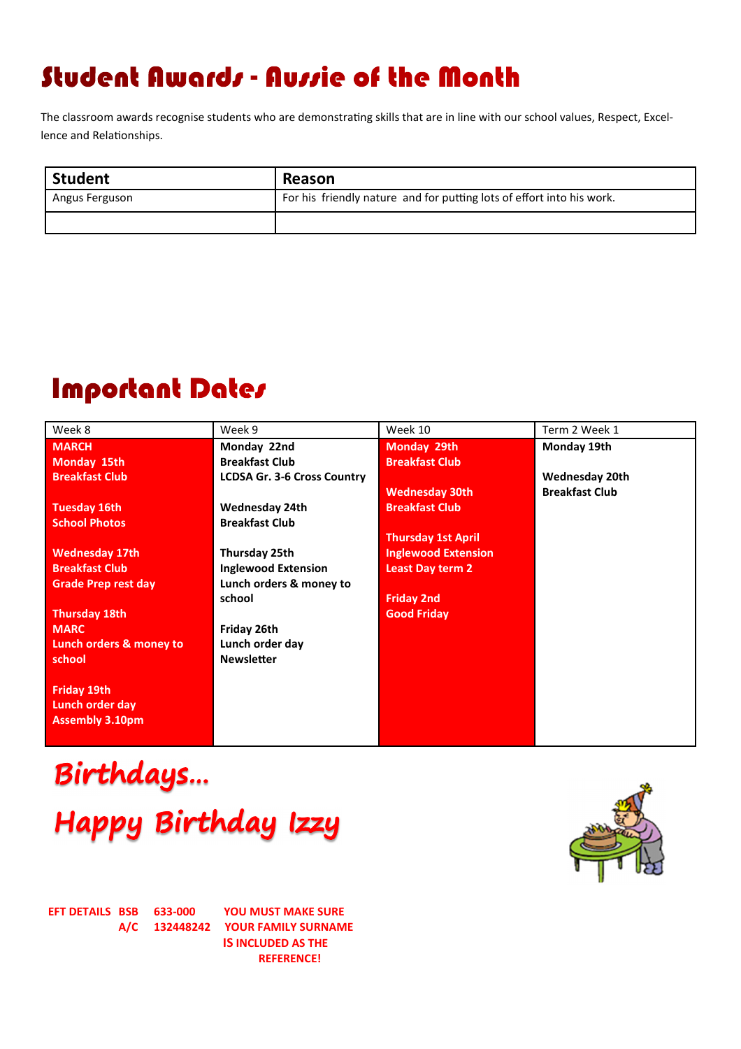# Student Awards - Aussie of the Month

The classroom awards recognise students who are demonstrating skills that are in line with our school values, Respect, Excellence and Relationships.

| Student | Reason |
|---|---|
| Angus Ferguson | For his friendly nature and for putting lots of effort into his work. |
| | |

# Important Dates

| Week 8 | Week 9 | Week 10 | Term 2 Week 1 |
|---|---|---|---|
| **MARCH**<br>**Monday 15th**<br>**Breakfast Club**<br><br>**Tuesday 16th**<br>**School Photos**<br><br>**Wednesday 17th**<br>**Breakfast Club**<br>**Grade Prep rest day**<br><br>**Thursday 18th**<br>**MARC**<br>**Lunch orders & money to school**<br><br>**Friday 19th**<br>**Lunch order day**<br>**Assembly 3.10pm** | **Monday 22nd**<br>**Breakfast Club**<br>**LCDSA Gr. 3-6 Cross Country**<br><br>**Wednesday 24th**<br>**Breakfast Club**<br><br>**Thursday 25th**<br>**Inglewood Extension**<br>**Lunch orders & money to school**<br><br>**Friday 26th**<br>**Lunch order day**<br>**Newsletter** | **Monday 29th**<br>**Breakfast Club**<br><br>**Wednesday 30th**<br>**Breakfast Club**<br><br>**Thursday 1st April**<br>**Inglewood Extension**<br>**Least Day term 2**<br><br>**Friday 2nd**<br>**Good Friday** | **Monday 19th**<br><br>**Wednesday 20th**<br>**Breakfast Club** |

# Birthdays…

## Happy Birthday Izzy

**EFT DETAILS BSB 633-000**
**A/C 132448242**

**YOU MUST MAKE SURE YOUR FAMILY SURNAME IS INCLUDED AS THE REFERENCE!**